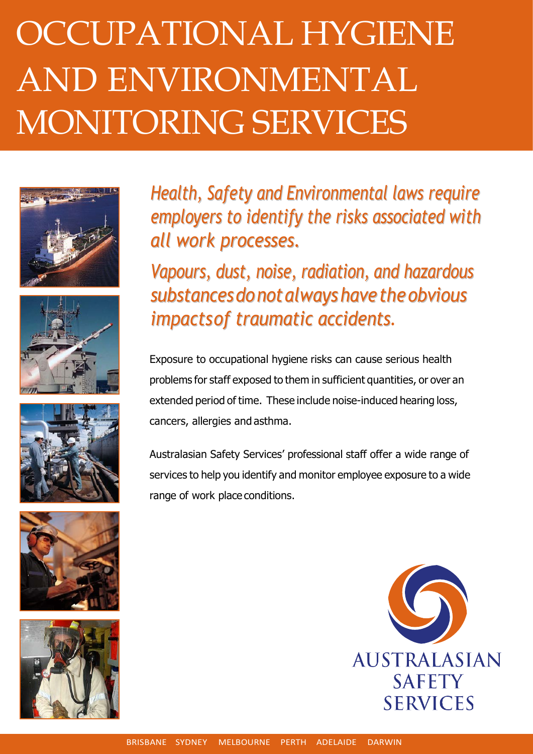# OCCUPATIONAL HYGIENE AND ENVIRONMENTAL MONITORING SERVICES

*Health, Safety and Environmental laws require employers to identify the risks associated with all work processes.*

*Vapours, dust, noise, radiation, and hazardous substances do not always have the obvious impacts of traumatic accidents.*

Exposure to occupational hygiene risks can cause serious health problems for staff exposed to them in sufficient quantities, or over an extended period of time. These include noise-induced hearing loss, cancers, allergies and asthma.

Australasian Safety Services' professional staff offer a wide range of services to help you identify and monitor employee exposure to a wide range of work place conditions.

AUSTRALASIAN SAFETY SERVICES

BRISBANE SYDNEY MELBOURNE PERTH ADELAIDE DARWIN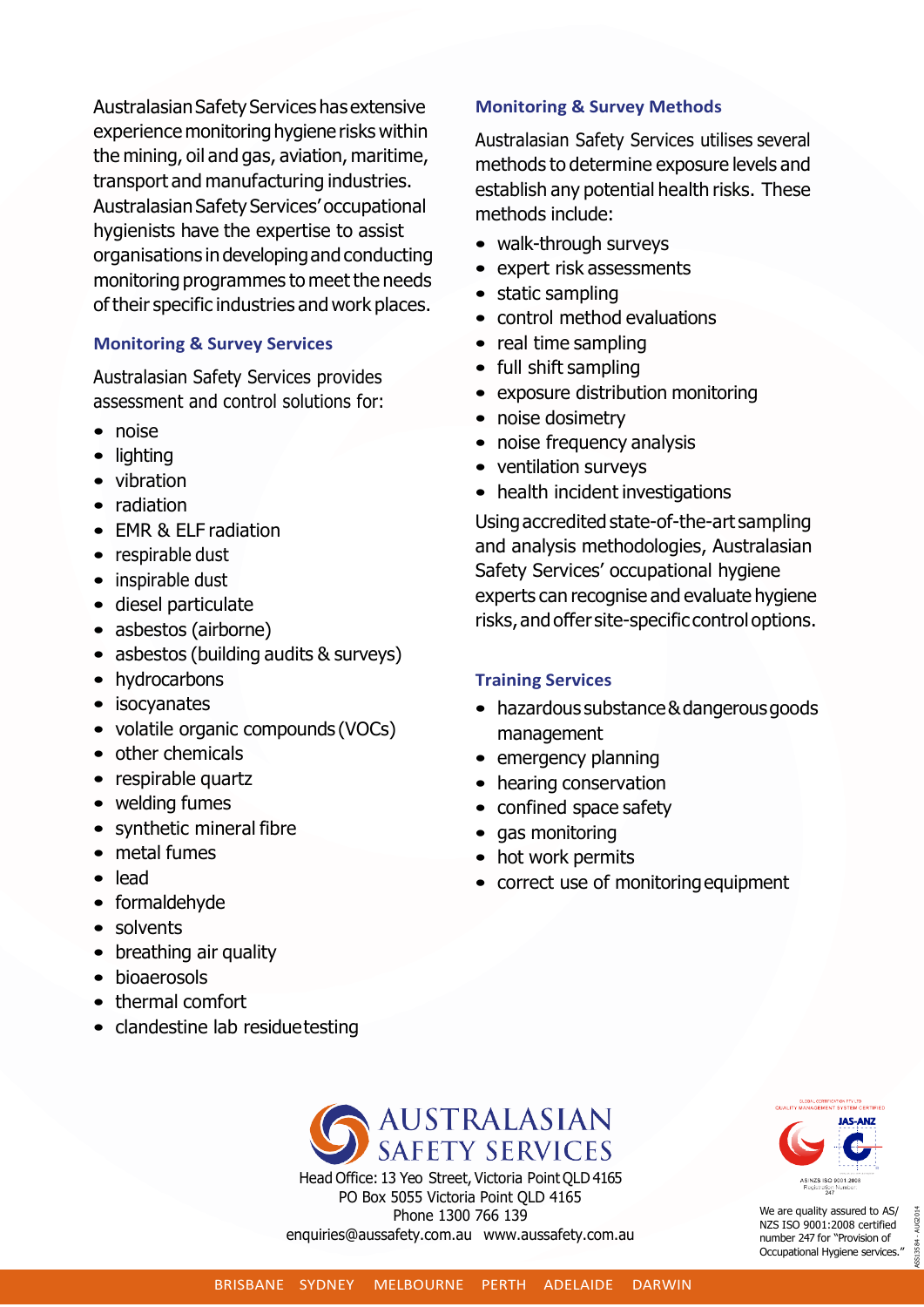Australasian Safety Services has extensive experience monitoring hygiene risks within the mining, oil and gas, aviation, maritime, transport and manufacturing industries. Australasian Safety Services' occupational hygienists have the expertise to assist organisations in developing and conducting monitoring programmes to meet the needs of their specific industries and work places.

### Monitoring & Survey Services

Australasian Safety Services provides assessment and control solutions for:

- noise
- lighting
- vibration
- radiation
- EMR & ELF radiation
- respirable dust
- inspirable dust
- diesel particulate
- asbestos (airborne)
- asbestos (building audits & surveys)
- hydrocarbons
- isocyanates
- volatile organic compounds (VOCs)
- other chemicals
- respirable quartz
- welding fumes
- synthetic mineral fibre
- metal fumes
- lead
- formaldehyde
- solvents
- breathing air quality
- bioaerosols
- thermal comfort
- clandestine lab residue testing

### Monitoring & Survey Methods

Australasian Safety Services utilises several methods to determine exposure levels and establish any potential health risks. These methods include:

- walk-through surveys
- expert risk assessments
- static sampling
- control method evaluations
- real time sampling
- full shift sampling
- exposure distribution monitoring
- noise dosimetry
- noise frequency analysis
- ventilation surveys
- health incident investigations

Using accredited state-of-the-art sampling and analysis methodologies, Australasian Safety Services' occupational hygiene experts can recognise and evaluate hygiene risks, and offer site-specific control options.

### Training Services

- hazardous substance & dangerous goods management
- emergency planning
- hearing conservation
- confined space safety
- gas monitoring
- hot work permits
- correct use of monitoring equipment

AUSTRALASIAN SAFETY SERVICES

Head Office: 13 Yeo Street, Victoria Point QLD 4165
PO Box 5055 Victoria Point QLD 4165
Phone 1300 766 139
enquiries@aussafety.com.au www.aussafety.com.au

GLOBAL CERTIFICATION PTY LTD QUALITY MANAGEMENT SYSTEM CERTIFIED

JAS-ANZ

AS/NZS ISO 9001:2008 Registration Number 247

We are quality assured to AS/NZS ISO 9001:2008 certified number 247 for "Provision of Occupational Hygiene services."

BRISBANE SYDNEY MELBOURNE PERTH ADELAIDE DARWIN